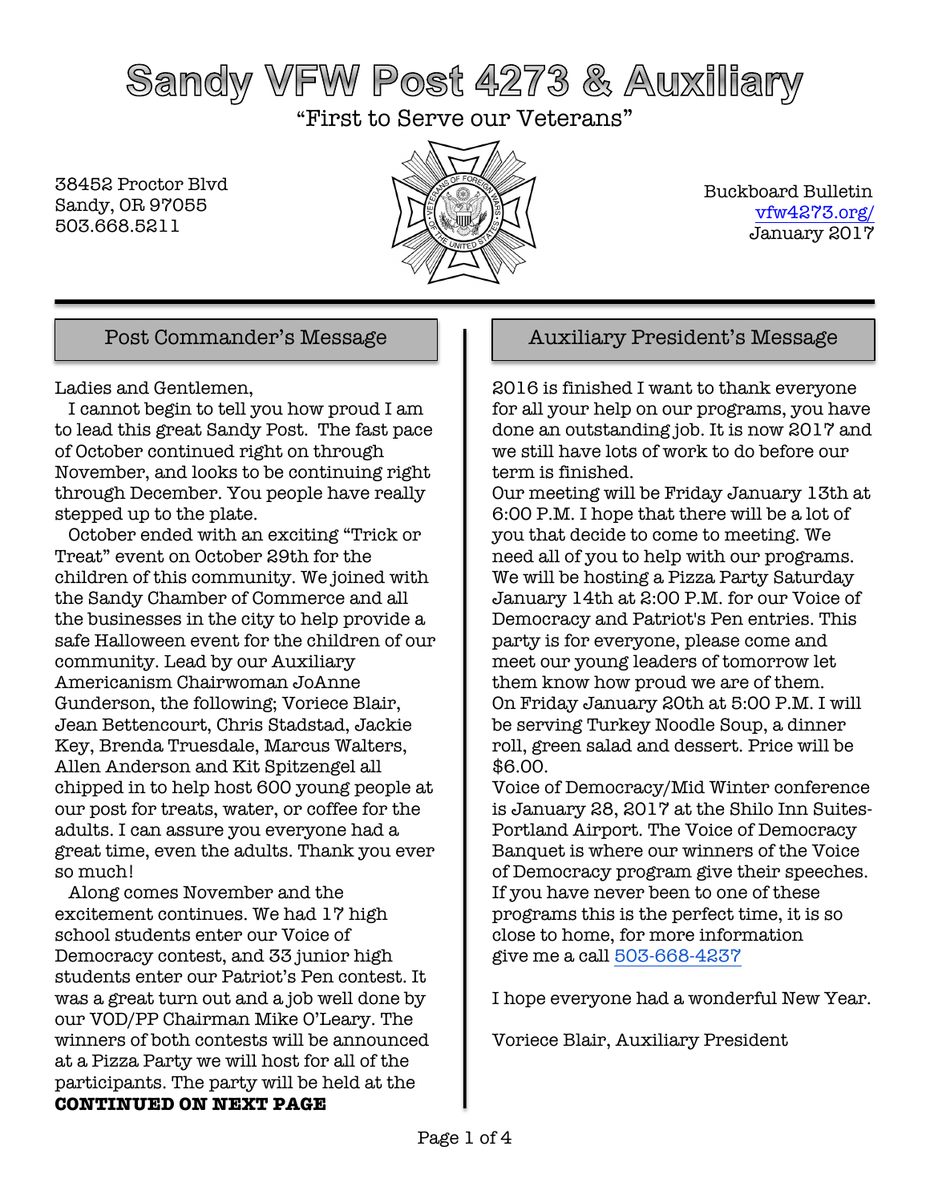# Sandy VFW Post 4273 & Auxiliary

"First to Serve our Veterans"

38452 Proctor Blvd
Sandy, OR 97055
503.668.5211

Buckboard Bulletin
vfw4273.org/
January 2017

## Post Commander's Message

Ladies and Gentlemen,

I cannot begin to tell you how proud I am to lead this great Sandy Post. The fast pace of October continued right on through November, and looks to be continuing right through December. You people have really stepped up to the plate.

October ended with an exciting "Trick or Treat" event on October 29th for the children of this community. We joined with the Sandy Chamber of Commerce and all the businesses in the city to help provide a safe Halloween event for the children of our community. Lead by our Auxiliary Americanism Chairwoman JoAnne Gunderson, the following; Voriece Blair, Jean Bettencourt, Chris Stadstad, Jackie Key, Brenda Truesdale, Marcus Walters, Allen Anderson and Kit Spitzengel all chipped in to help host 600 young people at our post for treats, water, or coffee for the adults. I can assure you everyone had a great time, even the adults. Thank you ever so much!

Along comes November and the excitement continues. We had 17 high school students enter our Voice of Democracy contest, and 33 junior high students enter our Patriot's Pen contest. It was a great turn out and a job well done by our VOD/PP Chairman Mike O'Leary. The winners of both contests will be announced at a Pizza Party we will host for all of the participants. The party will be held at the

**CONTINUED ON NEXT PAGE**

## Auxiliary President's Message

2016 is finished I want to thank everyone for all your help on our programs, you have done an outstanding job. It is now 2017 and we still have lots of work to do before our term is finished.

Our meeting will be Friday January 13th at 6:00 P.M. I hope that there will be a lot of you that decide to come to meeting. We need all of you to help with our programs. We will be hosting a Pizza Party Saturday January 14th at 2:00 P.M. for our Voice of Democracy and Patriot's Pen entries. This party is for everyone, please come and meet our young leaders of tomorrow let them know how proud we are of them.

On Friday January 20th at 5:00 P.M. I will be serving Turkey Noodle Soup, a dinner roll, green salad and dessert. Price will be $6.00.

Voice of Democracy/Mid Winter conference is January 28, 2017 at the Shilo Inn Suites-Portland Airport. The Voice of Democracy Banquet is where our winners of the Voice of Democracy program give their speeches. If you have never been to one of these programs this is the perfect time, it is so close to home, for more information give me a call 503-668-4237

I hope everyone had a wonderful New Year.

Voriece Blair, Auxiliary President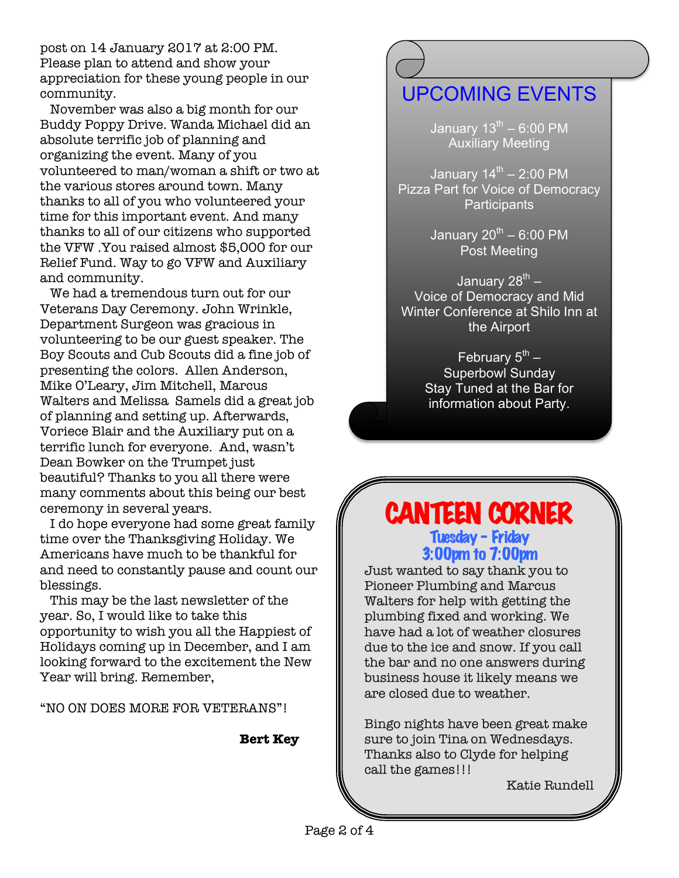post on 14 January 2017 at 2:00 PM. Please plan to attend and show your appreciation for these young people in our community.

November was also a big month for our Buddy Poppy Drive. Wanda Michael did an absolute terrific job of planning and organizing the event. Many of you volunteered to man/woman a shift or two at the various stores around town. Many thanks to all of you who volunteered your time for this important event. And many thanks to all of our citizens who supported the VFW .You raised almost $5,000 for our Relief Fund. Way to go VFW and Auxiliary and community.

We had a tremendous turn out for our Veterans Day Ceremony. John Wrinkle, Department Surgeon was gracious in volunteering to be our guest speaker. The Boy Scouts and Cub Scouts did a fine job of presenting the colors. Allen Anderson, Mike O'Leary, Jim Mitchell, Marcus Walters and Melissa Samels did a great job of planning and setting up. Afterwards, Voriece Blair and the Auxiliary put on a terrific lunch for everyone. And, wasn't Dean Bowker on the Trumpet just beautiful? Thanks to you all there were many comments about this being our best ceremony in several years.

I do hope everyone had some great family time over the Thanksgiving Holiday. We Americans have much to be thankful for and need to constantly pause and count our blessings.

This may be the last newsletter of the year. So, I would like to take this opportunity to wish you all the Happiest of Holidays coming up in December, and I am looking forward to the excitement the New Year will bring. Remember,

"NO ON DOES MORE FOR VETERANS"!

**Bert Key**

## UPCOMING EVENTS

January 13th – 6:00 PM
Auxiliary Meeting

January 14th – 2:00 PM
Pizza Part for Voice of Democracy Participants

January 20th – 6:00 PM
Post Meeting

January 28th –
Voice of Democracy and Mid Winter Conference at Shilo Inn at the Airport

February 5th –
Superbowl Sunday
Stay Tuned at the Bar for information about Party.

## CANTEEN CORNER

**Tuesday - Friday**
**3:00pm to 7:00pm**

Just wanted to say thank you to Pioneer Plumbing and Marcus Walters for help with getting the plumbing fixed and working. We have had a lot of weather closures due to the ice and snow. If you call the bar and no one answers during business house it likely means we are closed due to weather.

Bingo nights have been great make sure to join Tina on Wednesdays. Thanks also to Clyde for helping call the games!!!

Katie Rundell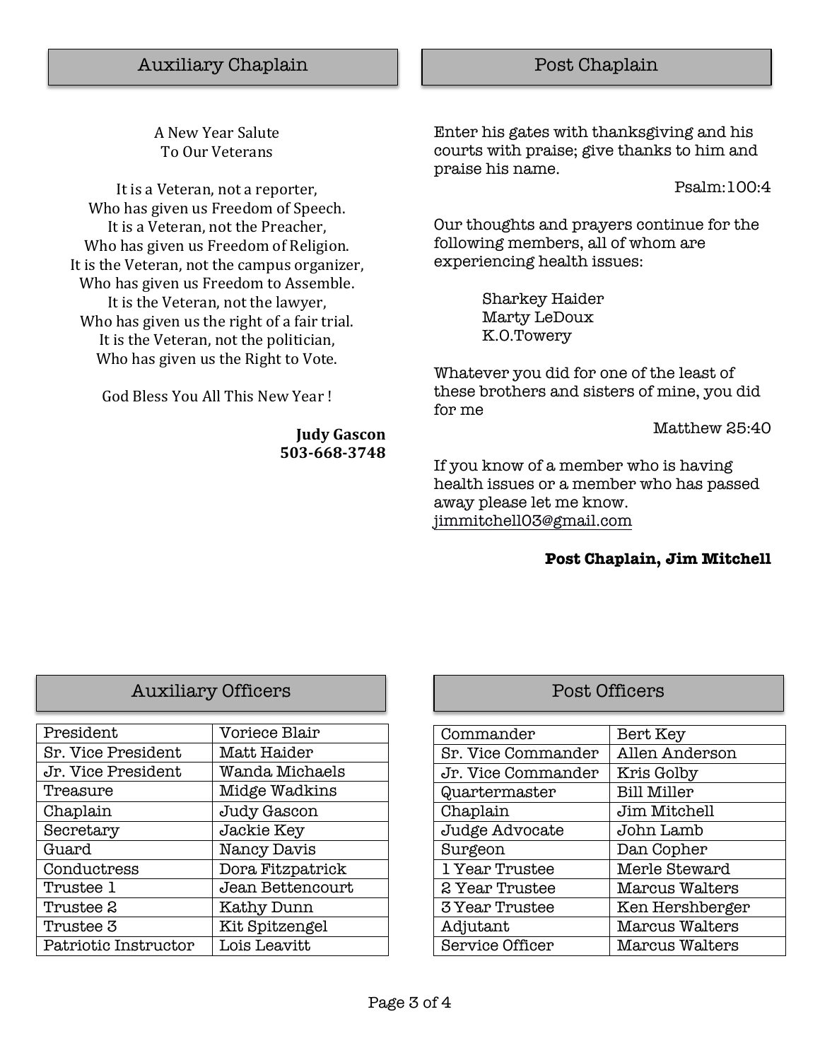## Auxiliary Chaplain

A New Year Salute
To Our Veterans

It is a Veteran, not a reporter,
Who has given us Freedom of Speech.
It is a Veteran, not the Preacher,
Who has given us Freedom of Religion.
It is the Veteran, not the campus organizer,
Who has given us Freedom to Assemble.
It is the Veteran, not the lawyer,
Who has given us the right of a fair trial.
It is the Veteran, not the politician,
Who has given us the Right to Vote.

God Bless You All This New Year !

**Judy Gascon**
**503-668-3748**

## Post Chaplain

Enter his gates with thanksgiving and his courts with praise; give thanks to him and praise his name.

Psalm:100:4

Our thoughts and prayers continue for the following members, all of whom are experiencing health issues:

Sharkey Haider
Marty LeDoux
K.O.Towery

Whatever you did for one of the least of these brothers and sisters of mine, you did for me

Matthew 25:40

If you know of a member who is having health issues or a member who has passed away please let me know.
jimmitchell03@gmail.com

**Post Chaplain, Jim Mitchell**

## Auxiliary Officers

| | |
|---|---|
| President | Voriece Blair |
| Sr. Vice President | Matt Haider |
| Jr. Vice President | Wanda Michaels |
| Treasure | Midge Wadkins |
| Chaplain | Judy Gascon |
| Secretary | Jackie Key |
| Guard | Nancy Davis |
| Conductress | Dora Fitzpatrick |
| Trustee 1 | Jean Bettencourt |
| Trustee 2 | Kathy Dunn |
| Trustee 3 | Kit Spitzengel |
| Patriotic Instructor | Lois Leavitt |

## Post Officers

| | |
|---|---|
| Commander | Bert Key |
| Sr. Vice Commander | Allen Anderson |
| Jr. Vice Commander | Kris Golby |
| Quartermaster | Bill Miller |
| Chaplain | Jim Mitchell |
| Judge Advocate | John Lamb |
| Surgeon | Dan Copher |
| 1 Year Trustee | Merle Steward |
| 2 Year Trustee | Marcus Walters |
| 3 Year Trustee | Ken Hershberger |
| Adjutant | Marcus Walters |
| Service Officer | Marcus Walters |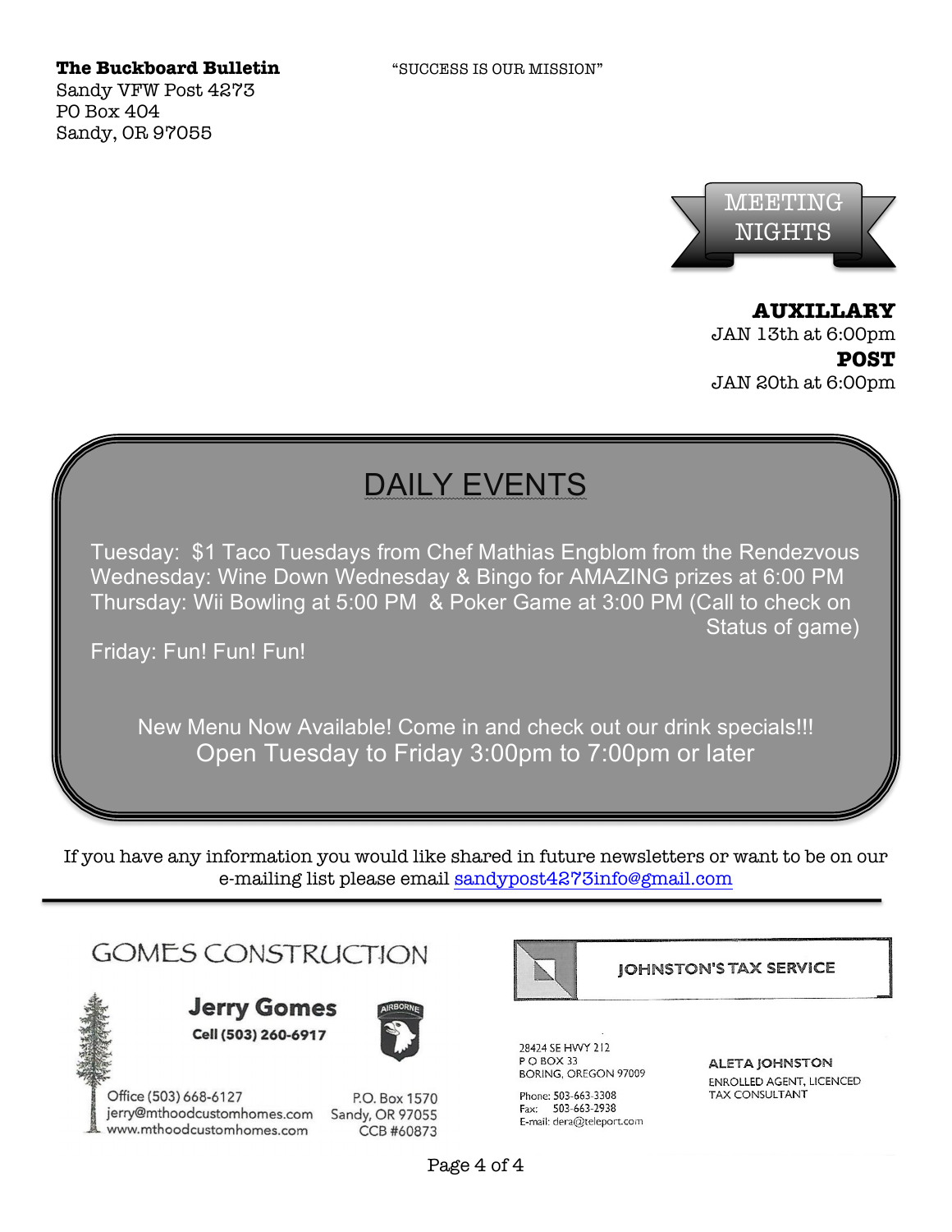**The Buckboard Bulletin**
Sandy VFW Post 4273
PO Box 404
Sandy, OR 97055

"SUCCESS IS OUR MISSION"

## MEETING NIGHTS

**AUXILLARY**
JAN 13th at 6:00pm

**POST**
JAN 20th at 6:00pm

## DAILY EVENTS

Tuesday: $1 Taco Tuesdays from Chef Mathias Engblom from the Rendezvous
Wednesday: Wine Down Wednesday & Bingo for AMAZING prizes at 6:00 PM
Thursday: Wii Bowling at 5:00 PM & Poker Game at 3:00 PM (Call to check on Status of game)
Friday: Fun! Fun! Fun!

New Menu Now Available! Come in and check out our drink specials!!!
Open Tuesday to Friday 3:00pm to 7:00pm or later

If you have any information you would like shared in future newsletters or want to be on our e-mailing list please email sandypost4273info@gmail.com

---

GOMES CONSTRUCTION

**Jerry Gomes**
**Cell (503) 260-6917**

AIRBORNE

Office (503) 668-6127
jerry@mthoodcustomhomes.com
www.mthoodcustomhomes.com

P.O. Box 1570
Sandy, OR 97055
CCB #60873

JOHNSTON'S TAX SERVICE

28424 SE HWY 212
P O BOX 33
BORING, OREGON 97009

Phone: 503-663-3308
Fax: 503-663-2938
E-mail: dera@teleport.com

ALETA JOHNSTON
ENROLLED AGENT, LICENCED TAX CONSULTANT